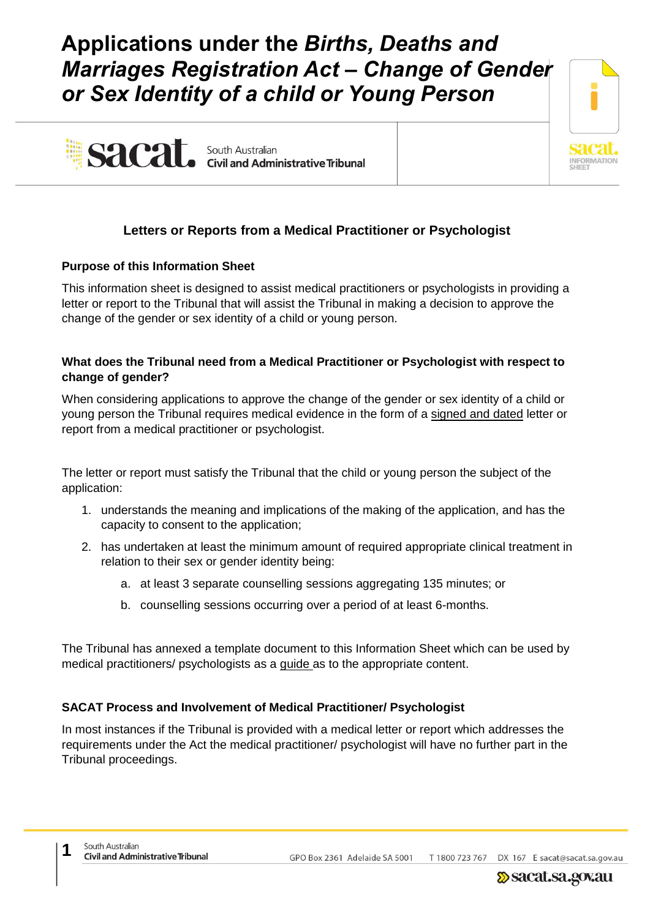# Applications under the *Births, Deaths and Marriages Registration Act – Change of Gender or Sex Identity of a child or Young Person*

South Australian Civil and Administrative Tribunal

## Letters or Reports from a Medical Practitioner or Psychologist

### Purpose of this Information Sheet

This information sheet is designed to assist medical practitioners or psychologists in providing a letter or report to the Tribunal that will assist the Tribunal in making a decision to approve the change of the gender or sex identity of a child or young person.

### What does the Tribunal need from a Medical Practitioner or Psychologist with respect to change of gender?

When considering applications to approve the change of the gender or sex identity of a child or young person the Tribunal requires medical evidence in the form of a signed and dated letter or report from a medical practitioner or psychologist.

The letter or report must satisfy the Tribunal that the child or young person the subject of the application:

1. understands the meaning and implications of the making of the application, and has the capacity to consent to the application;
2. has undertaken at least the minimum amount of required appropriate clinical treatment in relation to their sex or gender identity being:
    a. at least 3 separate counselling sessions aggregating 135 minutes; or
    b. counselling sessions occurring over a period of at least 6-months.

The Tribunal has annexed a template document to this Information Sheet which can be used by medical practitioners/ psychologists as a guide as to the appropriate content.

### SACAT Process and Involvement of Medical Practitioner/ Psychologist

In most instances if the Tribunal is provided with a medical letter or report which addresses the requirements under the Act the medical practitioner/ psychologist will have no further part in the Tribunal proceedings.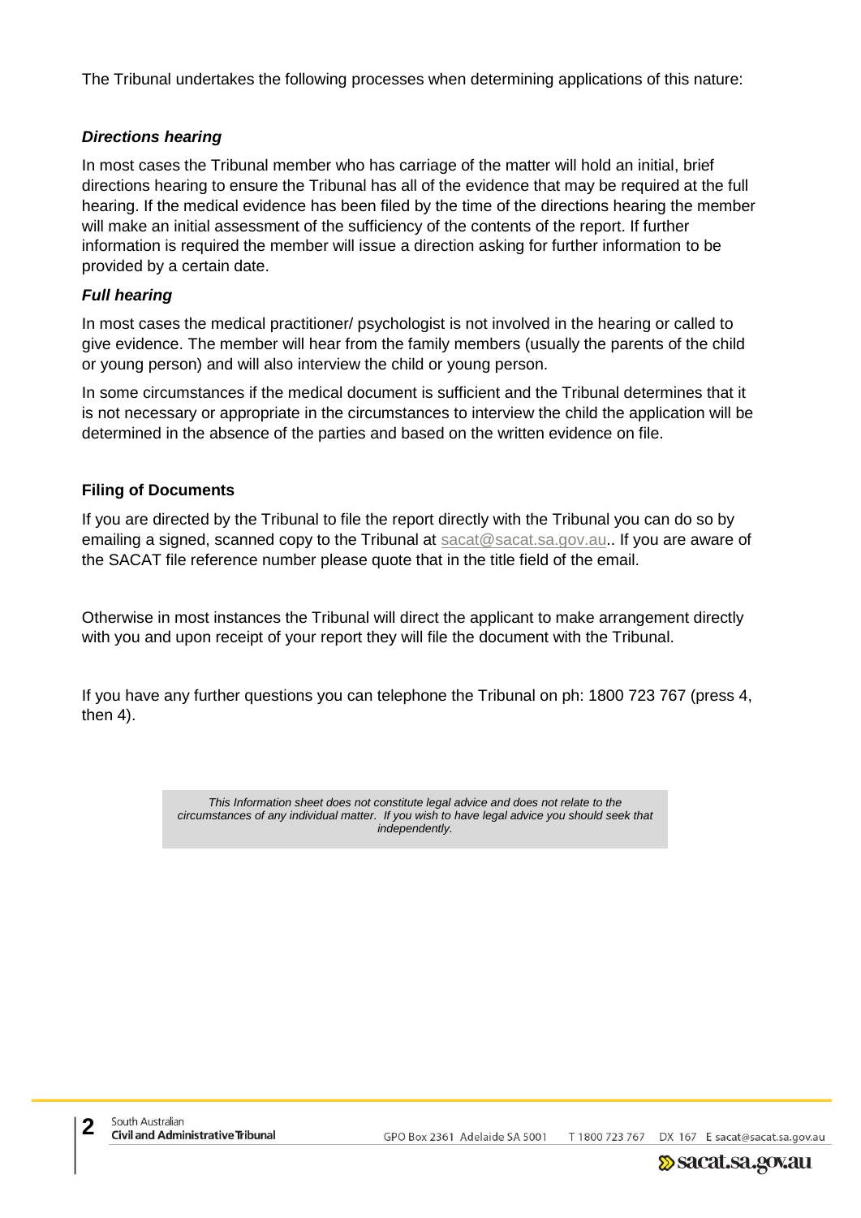The Tribunal undertakes the following processes when determining applications of this nature:

### *Directions hearing*

In most cases the Tribunal member who has carriage of the matter will hold an initial, brief directions hearing to ensure the Tribunal has all of the evidence that may be required at the full hearing. If the medical evidence has been filed by the time of the directions hearing the member will make an initial assessment of the sufficiency of the contents of the report. If further information is required the member will issue a direction asking for further information to be provided by a certain date.

### *Full hearing*

In most cases the medical practitioner/ psychologist is not involved in the hearing or called to give evidence. The member will hear from the family members (usually the parents of the child or young person) and will also interview the child or young person.

In some circumstances if the medical document is sufficient and the Tribunal determines that it is not necessary or appropriate in the circumstances to interview the child the application will be determined in the absence of the parties and based on the written evidence on file.

## **Filing of Documents**

If you are directed by the Tribunal to file the report directly with the Tribunal you can do so by emailing a signed, scanned copy to the Tribunal at sacat@sacat.sa.gov.au.. If you are aware of the SACAT file reference number please quote that in the title field of the email.

Otherwise in most instances the Tribunal will direct the applicant to make arrangement directly with you and upon receipt of your report they will file the document with the Tribunal.

If you have any further questions you can telephone the Tribunal on ph: 1800 723 767 (press 4, then 4).

*This Information sheet does not constitute legal advice and does not relate to the circumstances of any individual matter. If you wish to have legal advice you should seek that independently.*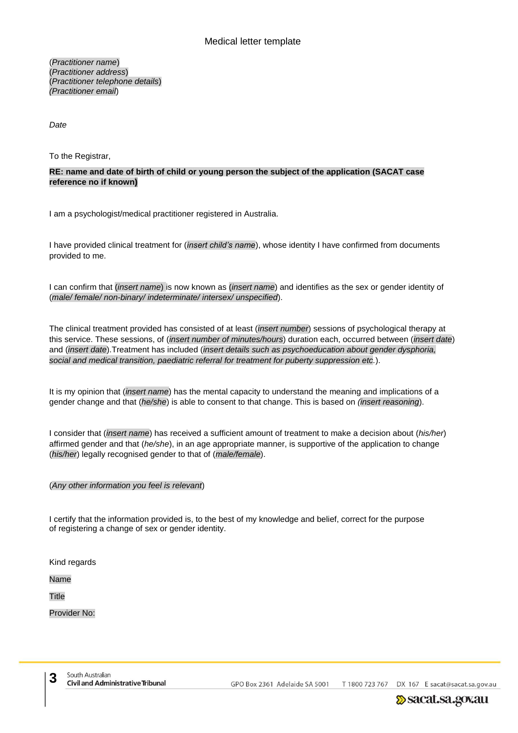Medical letter template

(*Practitioner name*)
(*Practitioner address*)
(*Practitioner telephone details*)
*(Practitioner email*)

*Date*

To the Registrar,

**RE: name and date of birth of child or young person the subject of the application (SACAT case reference no if known)**

I am a psychologist/medical practitioner registered in Australia.

I have provided clinical treatment for (*insert child's name*), whose identity I have confirmed from documents provided to me.

I can confirm that (*insert name*) is now known as (*insert name*) and identifies as the sex or gender identity of (*male/ female/ non-binary/ indeterminate/ intersex/ unspecified*).

The clinical treatment provided has consisted of at least (*insert number*) sessions of psychological therapy at this service. These sessions, of (*insert number of minutes/hours*) duration each, occurred between (*insert date*) and (*insert date*).Treatment has included (*insert details such as psychoeducation about gender dysphoria, social and medical transition, paediatric referral for treatment for puberty suppression etc.*).

It is my opinion that (*insert name*) has the mental capacity to understand the meaning and implications of a gender change and that (*he/she*) is able to consent to that change. This is based on *(insert reasoning*).

I consider that (*insert name*) has received a sufficient amount of treatment to make a decision about (*his/her*) affirmed gender and that (*he/she*), in an age appropriate manner, is supportive of the application to change (*his/her*) legally recognised gender to that of (*male/female*).

(*Any other information you feel is relevant*)

I certify that the information provided is, to the best of my knowledge and belief, correct for the purpose of registering a change of sex or gender identity.

Kind regards

Name

Title

Provider No: